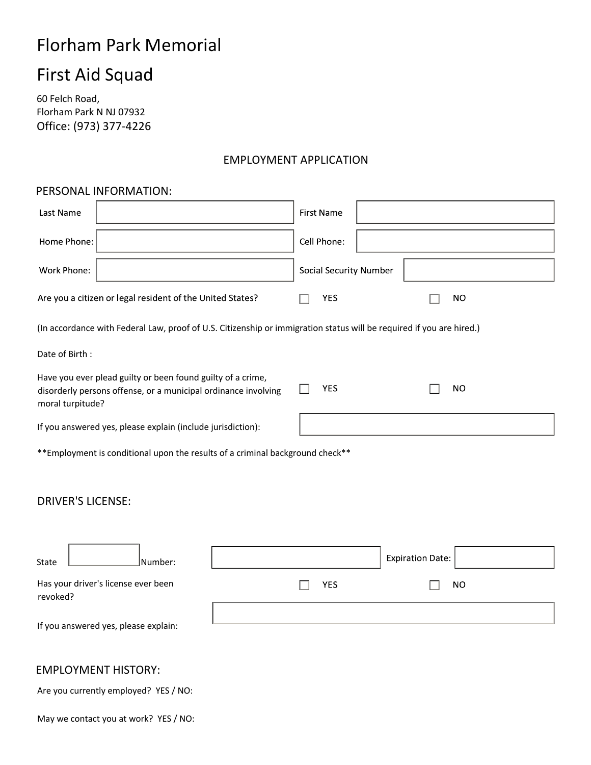# Florham Park Memorial

# First Aid Squad

60 Felch Road,
Florham Park N NJ 07932
Office: (973) 377-4226

## EMPLOYMENT APPLICATION

### PERSONAL INFORMATION:

| | | | |
|---|---|---|---|
| Last Name | | First Name | |
| Home Phone: | | Cell Phone: | |
| Work Phone: | | Social Security Number | |

Are you a citizen or legal resident of the United States? ☐ YES ☐ NO

(In accordance with Federal Law, proof of U.S. Citizenship or immigration status will be required if you are hired.)

Date of Birth :

Have you ever plead guilty or been found guilty of a crime, disorderly persons offense, or a municipal ordinance involving moral turpitude? ☐ YES ☐ NO

If you answered yes, please explain (include jurisdiction):

**Employment is conditional upon the results of a criminal background check**

### DRIVER'S LICENSE:

State ______ Number: ______ Expiration Date: ______

Has your driver's license ever been revoked? ☐ YES ☐ NO

If you answered yes, please explain:

### EMPLOYMENT HISTORY:

Are you currently employed? YES / NO:

May we contact you at work? YES / NO: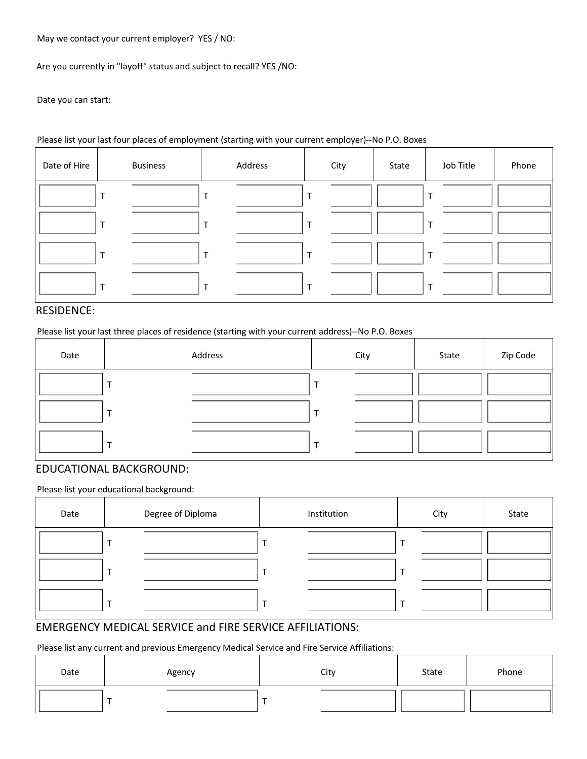May we contact your current employer? YES / NO:

Are you currently in "layoff" status and subject to recall? YES /NO:

Date you can start:

Please list your last four places of employment (starting with your current employer)--No P.O. Boxes

| Date of Hire | Business | Address | City | State | Job Title | Phone |
|---|---|---|---|---|---|---|
| | | | | | | |
| | | | | | | |
| | | | | | | |
| | | | | | | |

## RESIDENCE:

Please list your last three places of residence (starting with your current address)--No P.O. Boxes

| Date | Address | City | State | Zip Code |
|---|---|---|---|---|
| | | | | |
| | | | | |
| | | | | |

## EDUCATIONAL BACKGROUND:

Please list your educational background:

| Date | Degree of Diploma | Institution | City | State |
|---|---|---|---|---|
| | | | | |
| | | | | |
| | | | | |

## EMERGENCY MEDICAL SERVICE and FIRE SERVICE AFFILIATIONS:

Please list any current and previous Emergency Medical Service and Fire Service Affiliations:

| Date | Agency | City | State | Phone |
|---|---|---|---|---|
| | | | | |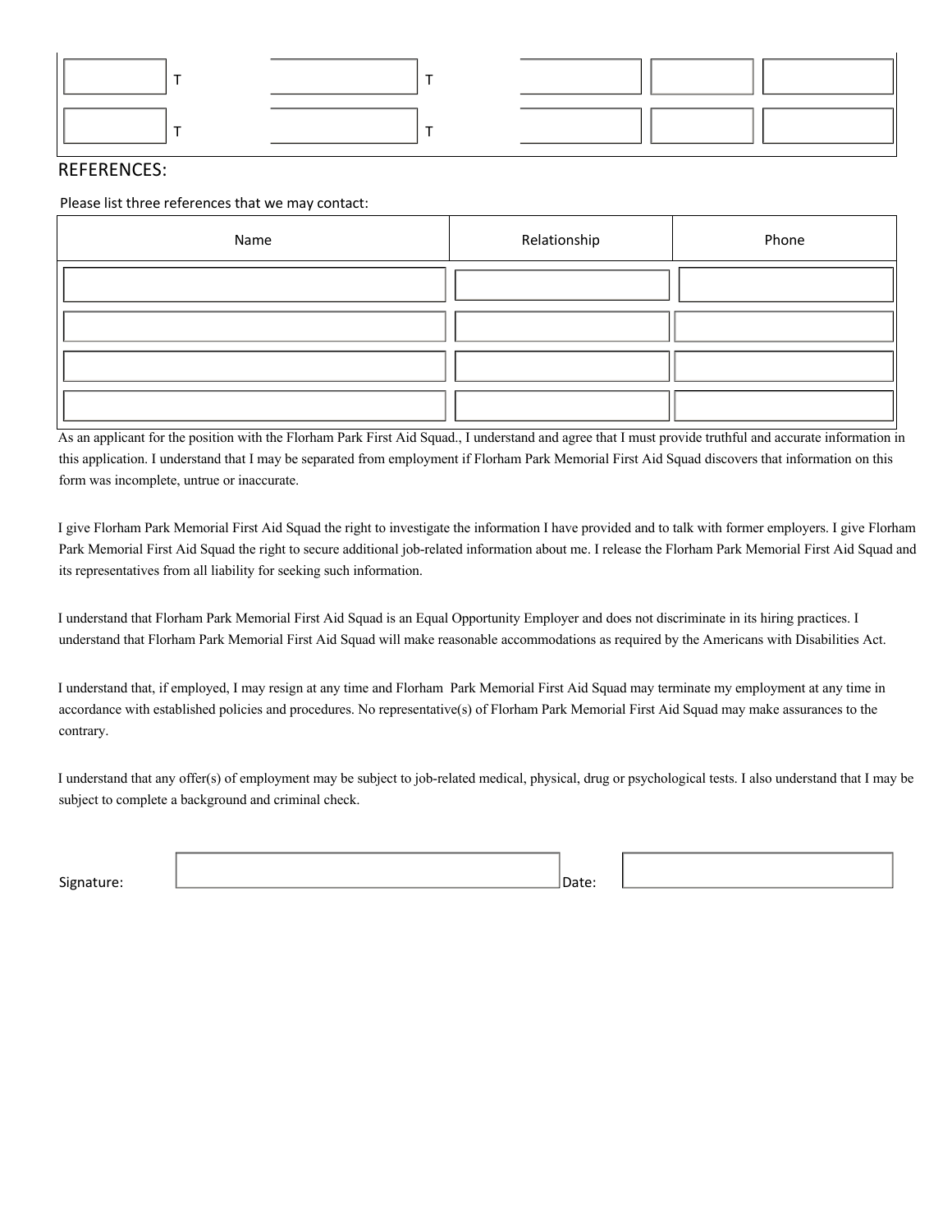| | | | | | | |
|---|---|---|---|---|---|---|
| | T | | T | | | |
| | T | | T | | | |

## REFERENCES:

Please list three references that we may contact:

| Name | Relationship | Phone |
|---|---|---|
| | | |
| | | |
| | | |
| | | |

As an applicant for the position with the Florham Park First Aid Squad., I understand and agree that I must provide truthful and accurate information in this application. I understand that I may be separated from employment if Florham Park Memorial First Aid Squad discovers that information on this form was incomplete, untrue or inaccurate.

I give Florham Park Memorial First Aid Squad the right to investigate the information I have provided and to talk with former employers. I give Florham Park Memorial First Aid Squad the right to secure additional job-related information about me. I release the Florham Park Memorial First Aid Squad and its representatives from all liability for seeking such information.

I understand that Florham Park Memorial First Aid Squad is an Equal Opportunity Employer and does not discriminate in its hiring practices. I understand that Florham Park Memorial First Aid Squad will make reasonable accommodations as required by the Americans with Disabilities Act.

I understand that, if employed, I may resign at any time and Florham Park Memorial First Aid Squad may terminate my employment at any time in accordance with established policies and procedures. No representative(s) of Florham Park Memorial First Aid Squad may make assurances to the contrary.

I understand that any offer(s) of employment may be subject to job-related medical, physical, drug or psychological tests. I also understand that I may be subject to complete a background and criminal check.

Signature: ____________________ Date: ____________________